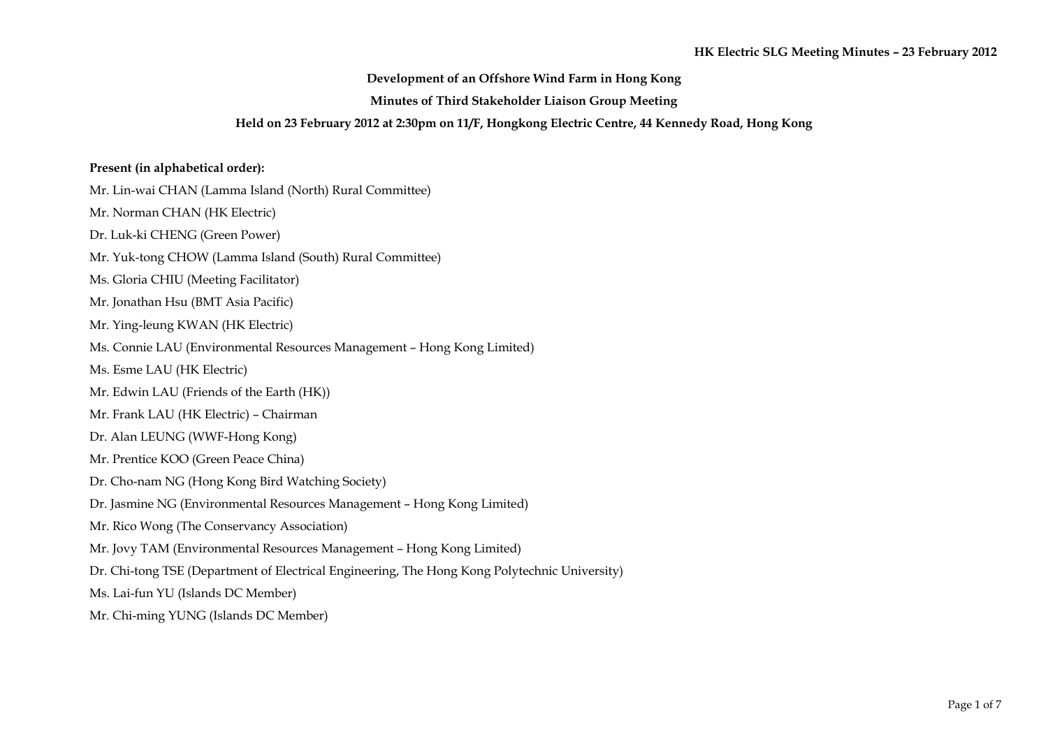**Development of an Offshore Wind Farm in Hong Kong**

**Minutes of Third Stakeholder Liaison Group Meeting**

**Held on 23 February 2012 at 2:30pm on 11/F, Hongkong Electric Centre, 44 Kennedy Road, Hong Kong**

**Present (in alphabetical order):**

Mr. Lin-wai CHAN (Lamma Island (North) Rural Committee)

Mr. Norman CHAN (HK Electric)

Dr. Luk-ki CHENG (Green Power)

Mr. Yuk-tong CHOW (Lamma Island (South) Rural Committee)

Ms. Gloria CHIU (Meeting Facilitator)

Mr. Jonathan Hsu (BMT Asia Pacific)

Mr. Ying-leung KWAN (HK Electric)

Ms. Connie LAU (Environmental Resources Management – Hong Kong Limited)

Ms. Esme LAU (HK Electric)

Mr. Edwin LAU (Friends of the Earth (HK))

Mr. Frank LAU (HK Electric) – Chairman

Dr. Alan LEUNG (WWF-Hong Kong)

Mr. Prentice KOO (Green Peace China)

Dr. Cho-nam NG (Hong Kong Bird Watching Society)

Dr. Jasmine NG (Environmental Resources Management – Hong Kong Limited)

Mr. Rico Wong (The Conservancy Association)

Mr. Jovy TAM (Environmental Resources Management – Hong Kong Limited)

Dr. Chi-tong TSE (Department of Electrical Engineering, The Hong Kong Polytechnic University)

Ms. Lai-fun YU (Islands DC Member)

Mr. Chi-ming YUNG (Islands DC Member)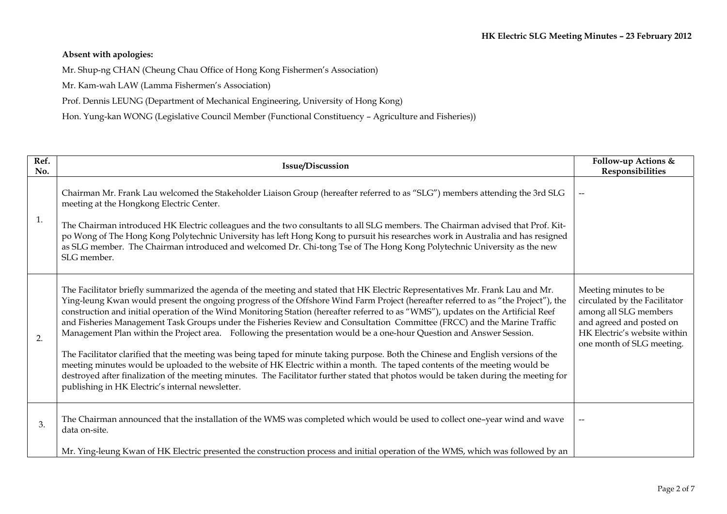**Absent with apologies:**

Mr. Shup-ng CHAN (Cheung Chau Office of Hong Kong Fishermen's Association)

Mr. Kam-wah LAW (Lamma Fishermen's Association)

Prof. Dennis LEUNG (Department of Mechanical Engineering, University of Hong Kong)

Hon. Yung-kan WONG (Legislative Council Member (Functional Constituency – Agriculture and Fisheries))

| Ref. No. | Issue/Discussion | Follow-up Actions & Responsibilities |
|---|---|---|
| 1. | Chairman Mr. Frank Lau welcomed the Stakeholder Liaison Group (hereafter referred to as "SLG") members attending the 3rd SLG meeting at the Hongkong Electric Center.<br><br>The Chairman introduced HK Electric colleagues and the two consultants to all SLG members. The Chairman advised that Prof. Kit-po Wong of The Hong Kong Polytechnic University has left Hong Kong to pursuit his researches work in Australia and has resigned as SLG member. The Chairman introduced and welcomed Dr. Chi-tong Tse of The Hong Kong Polytechnic University as the new SLG member. | -- |
| 2. | The Facilitator briefly summarized the agenda of the meeting and stated that HK Electric Representatives Mr. Frank Lau and Mr. Ying-leung Kwan would present the ongoing progress of the Offshore Wind Farm Project (hereafter referred to as "the Project"), the construction and initial operation of the Wind Monitoring Station (hereafter referred to as "WMS"), updates on the Artificial Reef and Fisheries Management Task Groups under the Fisheries Review and Consultation Committee (FRCC) and the Marine Traffic Management Plan within the Project area. Following the presentation would be a one-hour Question and Answer Session.<br><br>The Facilitator clarified that the meeting was being taped for minute taking purpose. Both the Chinese and English versions of the meeting minutes would be uploaded to the website of HK Electric within a month. The taped contents of the meeting would be destroyed after finalization of the meeting minutes. The Facilitator further stated that photos would be taken during the meeting for publishing in HK Electric's internal newsletter. | Meeting minutes to be circulated by the Facilitator among all SLG members and agreed and posted on HK Electric's website within one month of SLG meeting. |
| 3. | The Chairman announced that the installation of the WMS was completed which would be used to collect one–year wind and wave data on-site.<br><br>Mr. Ying-leung Kwan of HK Electric presented the construction process and initial operation of the WMS, which was followed by an | -- |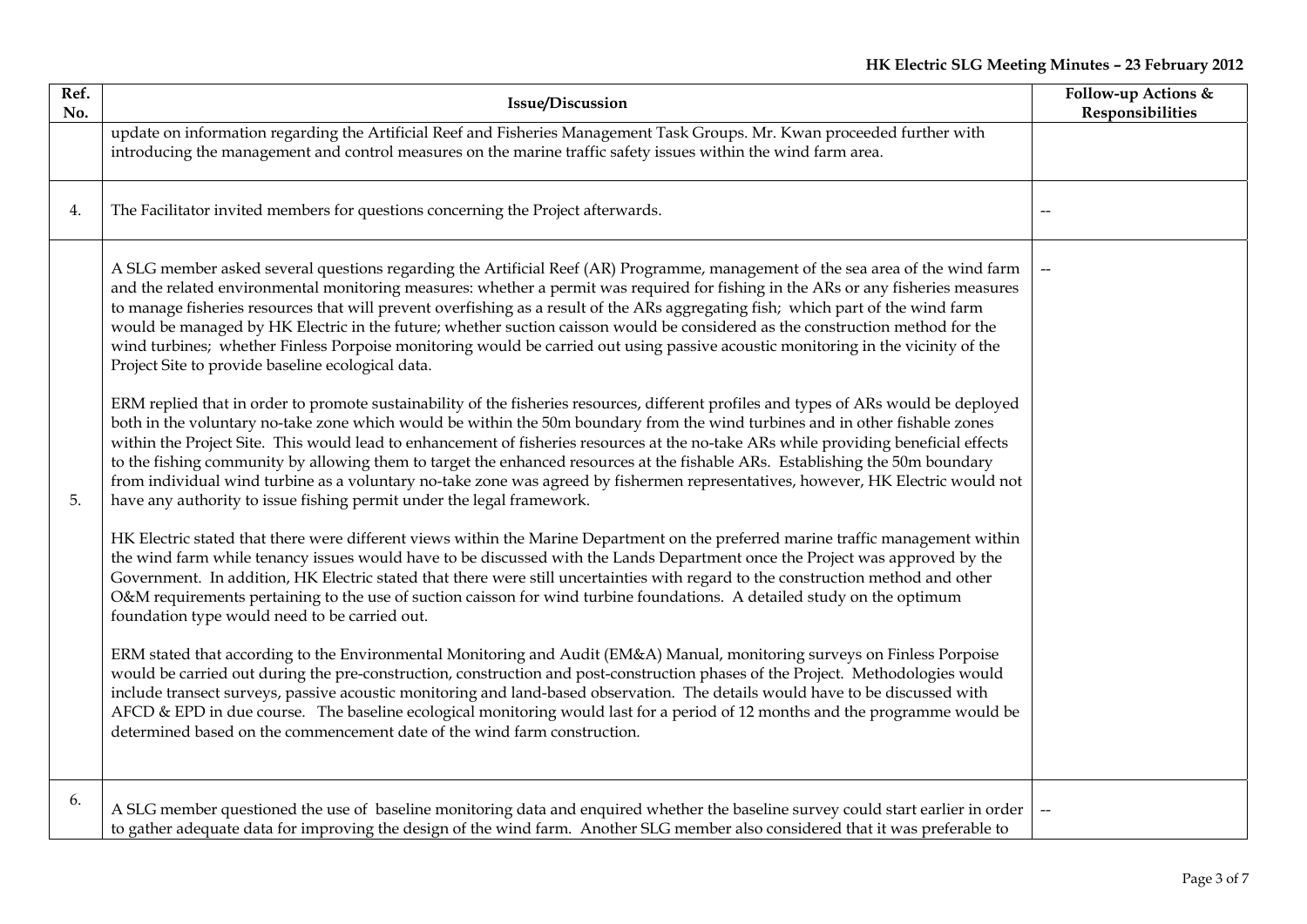| Ref. No. | Issue/Discussion | Follow-up Actions & Responsibilities |
|---|---|---|
| | update on information regarding the Artificial Reef and Fisheries Management Task Groups. Mr. Kwan proceeded further with introducing the management and control measures on the marine traffic safety issues within the wind farm area. | |
| 4. | The Facilitator invited members for questions concerning the Project afterwards. | -- |
| 5. | A SLG member asked several questions regarding the Artificial Reef (AR) Programme, management of the sea area of the wind farm and the related environmental monitoring measures: whether a permit was required for fishing in the ARs or any fisheries measures to manage fisheries resources that will prevent overfishing as a result of the ARs aggregating fish; which part of the wind farm would be managed by HK Electric in the future; whether suction caisson would be considered as the construction method for the wind turbines; whether Finless Porpoise monitoring would be carried out using passive acoustic monitoring in the vicinity of the Project Site to provide baseline ecological data.<br><br>ERM replied that in order to promote sustainability of the fisheries resources, different profiles and types of ARs would be deployed both in the voluntary no-take zone which would be within the 50m boundary from the wind turbines and in other fishable zones within the Project Site. This would lead to enhancement of fisheries resources at the no-take ARs while providing beneficial effects to the fishing community by allowing them to target the enhanced resources at the fishable ARs. Establishing the 50m boundary from individual wind turbine as a voluntary no-take zone was agreed by fishermen representatives, however, HK Electric would not have any authority to issue fishing permit under the legal framework.<br><br>HK Electric stated that there were different views within the Marine Department on the preferred marine traffic management within the wind farm while tenancy issues would have to be discussed with the Lands Department once the Project was approved by the Government. In addition, HK Electric stated that there were still uncertainties with regard to the construction method and other O&M requirements pertaining to the use of suction caisson for wind turbine foundations. A detailed study on the optimum foundation type would need to be carried out.<br><br>ERM stated that according to the Environmental Monitoring and Audit (EM&A) Manual, monitoring surveys on Finless Porpoise would be carried out during the pre-construction, construction and post-construction phases of the Project. Methodologies would include transect surveys, passive acoustic monitoring and land-based observation. The details would have to be discussed with AFCD & EPD in due course. The baseline ecological monitoring would last for a period of 12 months and the programme would be determined based on the commencement date of the wind farm construction. | -- |
| 6. | A SLG member questioned the use of baseline monitoring data and enquired whether the baseline survey could start earlier in order to gather adequate data for improving the design of the wind farm. Another SLG member also considered that it was preferable to | -- |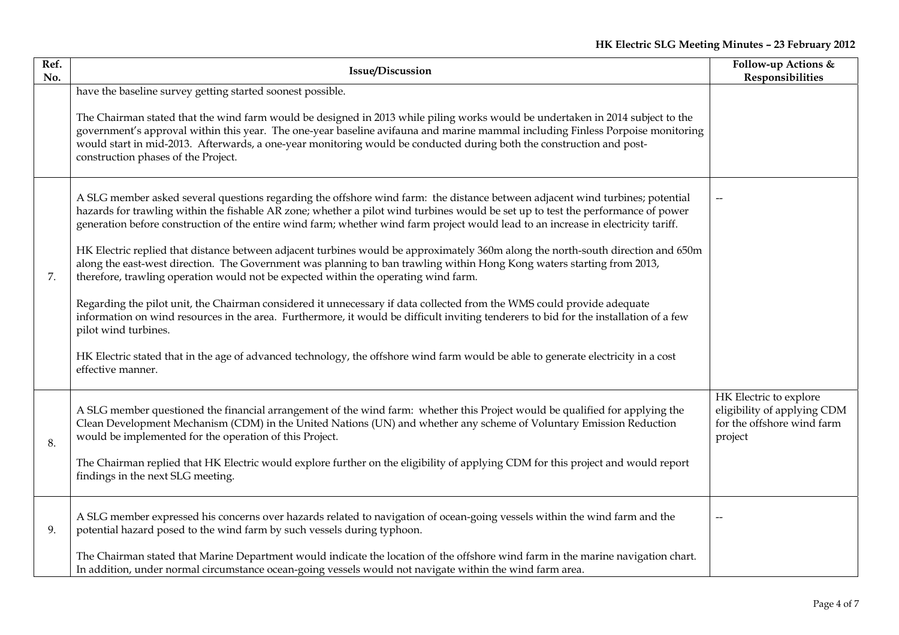| Ref. No. | Issue/Discussion | Follow-up Actions & Responsibilities |
|---|---|---|
| | have the baseline survey getting started soonest possible.<br><br>The Chairman stated that the wind farm would be designed in 2013 while piling works would be undertaken in 2014 subject to the government's approval within this year. The one-year baseline avifauna and marine mammal including Finless Porpoise monitoring would start in mid-2013. Afterwards, a one-year monitoring would be conducted during both the construction and post-construction phases of the Project. | |
| 7. | A SLG member asked several questions regarding the offshore wind farm: the distance between adjacent wind turbines; potential hazards for trawling within the fishable AR zone; whether a pilot wind turbines would be set up to test the performance of power generation before construction of the entire wind farm; whether wind farm project would lead to an increase in electricity tariff.<br><br>HK Electric replied that distance between adjacent turbines would be approximately 360m along the north-south direction and 650m along the east-west direction. The Government was planning to ban trawling within Hong Kong waters starting from 2013, therefore, trawling operation would not be expected within the operating wind farm.<br><br>Regarding the pilot unit, the Chairman considered it unnecessary if data collected from the WMS could provide adequate information on wind resources in the area. Furthermore, it would be difficult inviting tenderers to bid for the installation of a few pilot wind turbines.<br><br>HK Electric stated that in the age of advanced technology, the offshore wind farm would be able to generate electricity in a cost effective manner. | -- |
| 8. | A SLG member questioned the financial arrangement of the wind farm: whether this Project would be qualified for applying the Clean Development Mechanism (CDM) in the United Nations (UN) and whether any scheme of Voluntary Emission Reduction would be implemented for the operation of this Project.<br><br>The Chairman replied that HK Electric would explore further on the eligibility of applying CDM for this project and would report findings in the next SLG meeting. | HK Electric to explore eligibility of applying CDM for the offshore wind farm project |
| 9. | A SLG member expressed his concerns over hazards related to navigation of ocean-going vessels within the wind farm and the potential hazard posed to the wind farm by such vessels during typhoon.<br><br>The Chairman stated that Marine Department would indicate the location of the offshore wind farm in the marine navigation chart. In addition, under normal circumstance ocean-going vessels would not navigate within the wind farm area. | -- |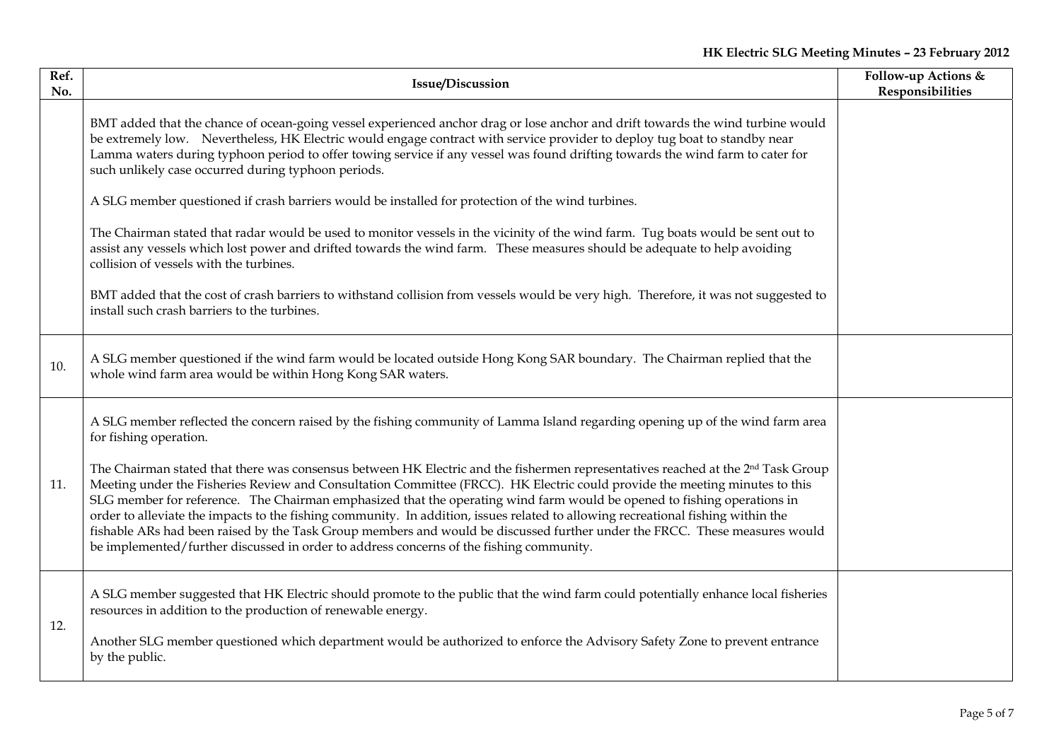| Ref. No. | Issue/Discussion | Follow-up Actions & Responsibilities |
|---|---|---|
| | BMT added that the chance of ocean-going vessel experienced anchor drag or lose anchor and drift towards the wind turbine would be extremely low. Nevertheless, HK Electric would engage contract with service provider to deploy tug boat to standby near Lamma waters during typhoon period to offer towing service if any vessel was found drifting towards the wind farm to cater for such unlikely case occurred during typhoon periods.<br><br>A SLG member questioned if crash barriers would be installed for protection of the wind turbines.<br><br>The Chairman stated that radar would be used to monitor vessels in the vicinity of the wind farm. Tug boats would be sent out to assist any vessels which lost power and drifted towards the wind farm. These measures should be adequate to help avoiding collision of vessels with the turbines.<br><br>BMT added that the cost of crash barriers to withstand collision from vessels would be very high. Therefore, it was not suggested to install such crash barriers to the turbines. | |
| 10. | A SLG member questioned if the wind farm would be located outside Hong Kong SAR boundary. The Chairman replied that the whole wind farm area would be within Hong Kong SAR waters. | |
| 11. | A SLG member reflected the concern raised by the fishing community of Lamma Island regarding opening up of the wind farm area for fishing operation.<br><br>The Chairman stated that there was consensus between HK Electric and the fishermen representatives reached at the 2nd Task Group Meeting under the Fisheries Review and Consultation Committee (FRCC). HK Electric could provide the meeting minutes to this SLG member for reference. The Chairman emphasized that the operating wind farm would be opened to fishing operations in order to alleviate the impacts to the fishing community. In addition, issues related to allowing recreational fishing within the fishable ARs had been raised by the Task Group members and would be discussed further under the FRCC. These measures would be implemented/further discussed in order to address concerns of the fishing community. | |
| 12. | A SLG member suggested that HK Electric should promote to the public that the wind farm could potentially enhance local fisheries resources in addition to the production of renewable energy.<br><br>Another SLG member questioned which department would be authorized to enforce the Advisory Safety Zone to prevent entrance by the public. | |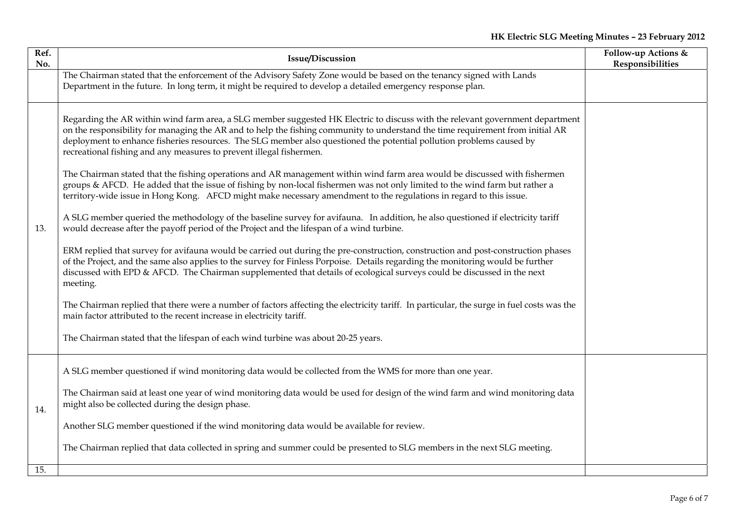| Ref. No. | Issue/Discussion | Follow-up Actions & Responsibilities |
|---|---|---|
| | The Chairman stated that the enforcement of the Advisory Safety Zone would be based on the tenancy signed with Lands Department in the future. In long term, it might be required to develop a detailed emergency response plan. | |
| 13. | Regarding the AR within wind farm area, a SLG member suggested HK Electric to discuss with the relevant government department on the responsibility for managing the AR and to help the fishing community to understand the time requirement from initial AR deployment to enhance fisheries resources. The SLG member also questioned the potential pollution problems caused by recreational fishing and any measures to prevent illegal fishermen.<br><br>The Chairman stated that the fishing operations and AR management within wind farm area would be discussed with fishermen groups & AFCD. He added that the issue of fishing by non-local fishermen was not only limited to the wind farm but rather a territory-wide issue in Hong Kong. AFCD might make necessary amendment to the regulations in regard to this issue.<br><br>A SLG member queried the methodology of the baseline survey for avifauna. In addition, he also questioned if electricity tariff would decrease after the payoff period of the Project and the lifespan of a wind turbine.<br><br>ERM replied that survey for avifauna would be carried out during the pre-construction, construction and post-construction phases of the Project, and the same also applies to the survey for Finless Porpoise. Details regarding the monitoring would be further discussed with EPD & AFCD. The Chairman supplemented that details of ecological surveys could be discussed in the next meeting.<br><br>The Chairman replied that there were a number of factors affecting the electricity tariff. In particular, the surge in fuel costs was the main factor attributed to the recent increase in electricity tariff.<br><br>The Chairman stated that the lifespan of each wind turbine was about 20-25 years. | |
| 14. | A SLG member questioned if wind monitoring data would be collected from the WMS for more than one year.<br><br>The Chairman said at least one year of wind monitoring data would be used for design of the wind farm and wind monitoring data might also be collected during the design phase.<br><br>Another SLG member questioned if the wind monitoring data would be available for review.<br><br>The Chairman replied that data collected in spring and summer could be presented to SLG members in the next SLG meeting. | |
| 15. | | |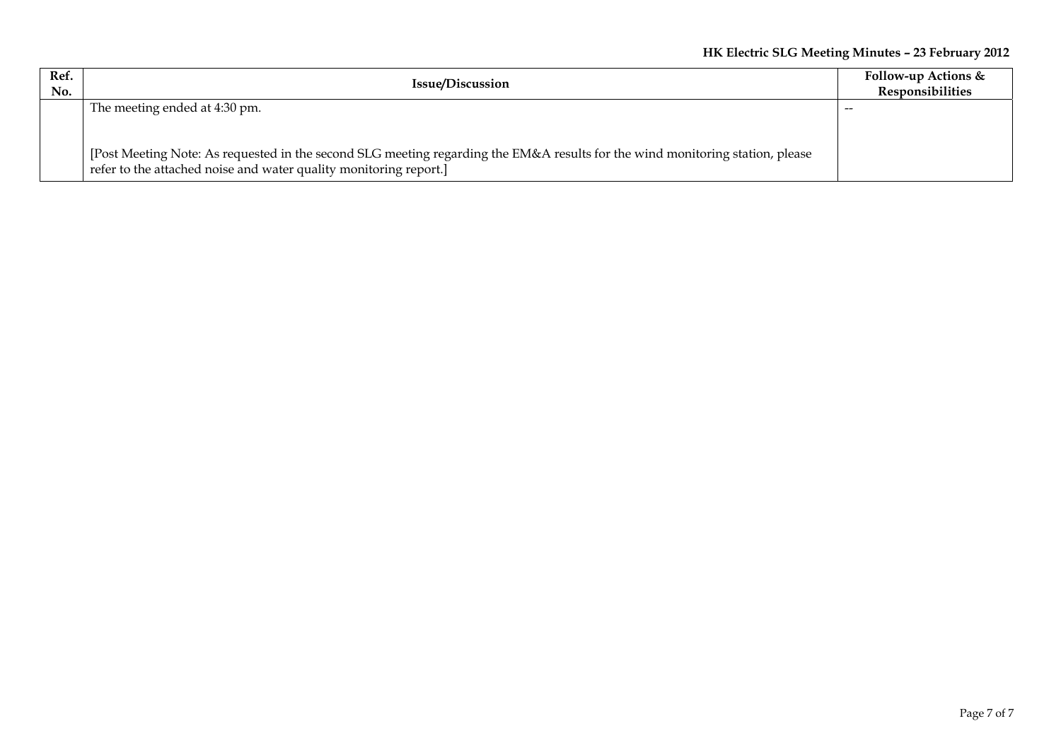| Ref. No. | Issue/Discussion | Follow-up Actions & Responsibilities |
|---|---|---|
| | The meeting ended at 4:30 pm.<br><br>[Post Meeting Note: As requested in the second SLG meeting regarding the EM&A results for the wind monitoring station, please refer to the attached noise and water quality monitoring report.] | -- |